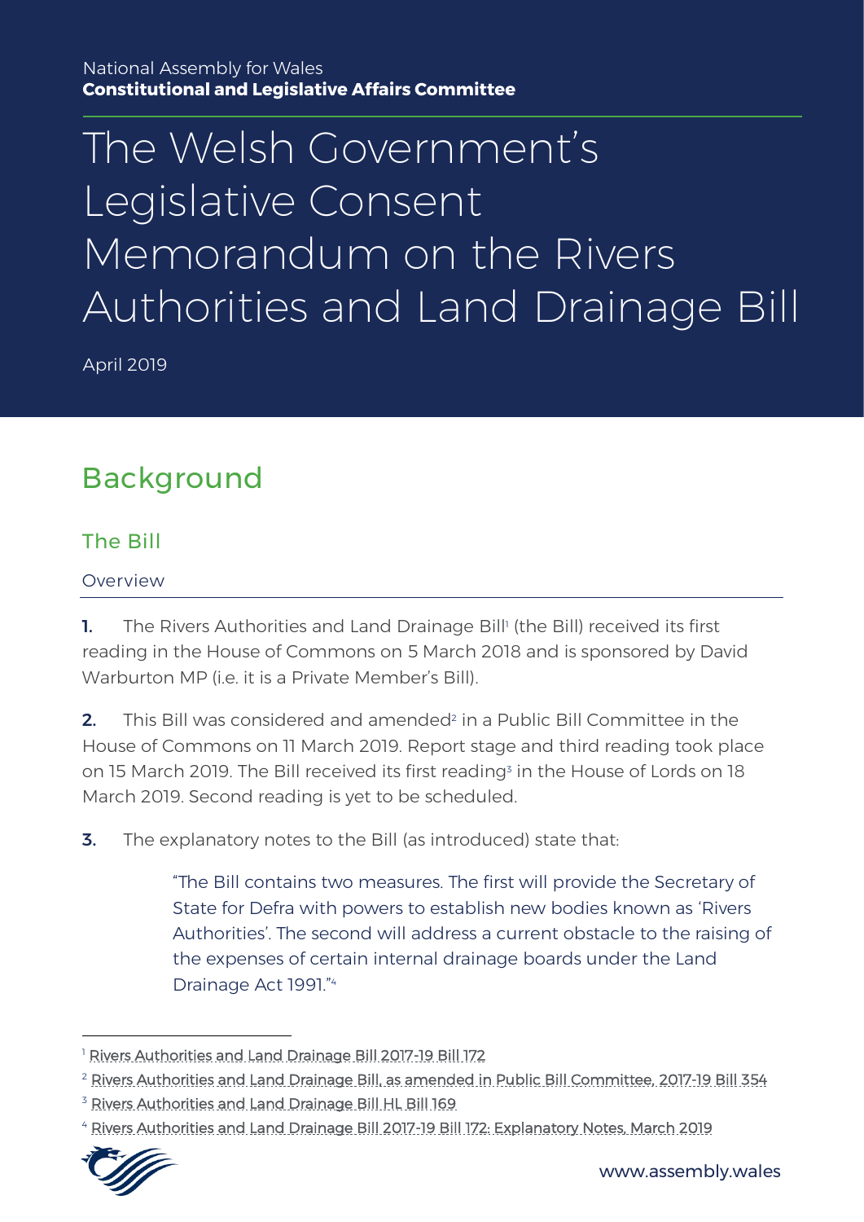National Assembly for Wales
**Constitutional and Legislative Affairs Committee**

# The Welsh Government's Legislative Consent Memorandum on the Rivers Authorities and Land Drainage Bill

April 2019

## Background

### The Bill

#### Overview

**1.** The Rivers Authorities and Land Drainage Bill[1] (the Bill) received its first reading in the House of Commons on 5 March 2018 and is sponsored by David Warburton MP (i.e. it is a Private Member's Bill).

**2.** This Bill was considered and amended[2] in a Public Bill Committee in the House of Commons on 11 March 2019. Report stage and third reading took place on 15 March 2019. The Bill received its first reading[3] in the House of Lords on 18 March 2019. Second reading is yet to be scheduled.

**3.** The explanatory notes to the Bill (as introduced) state that:

> "The Bill contains two measures. The first will provide the Secretary of State for Defra with powers to establish new bodies known as 'Rivers Authorities'. The second will address a current obstacle to the raising of the expenses of certain internal drainage boards under the Land Drainage Act 1991."[4]

---

[1] Rivers Authorities and Land Drainage Bill 2017-19 Bill 172

[2] Rivers Authorities and Land Drainage Bill, as amended in Public Bill Committee, 2017-19 Bill 354

[3] Rivers Authorities and Land Drainage Bill HL Bill 169

[4] Rivers Authorities and Land Drainage Bill 2017-19 Bill 172: Explanatory Notes, March 2019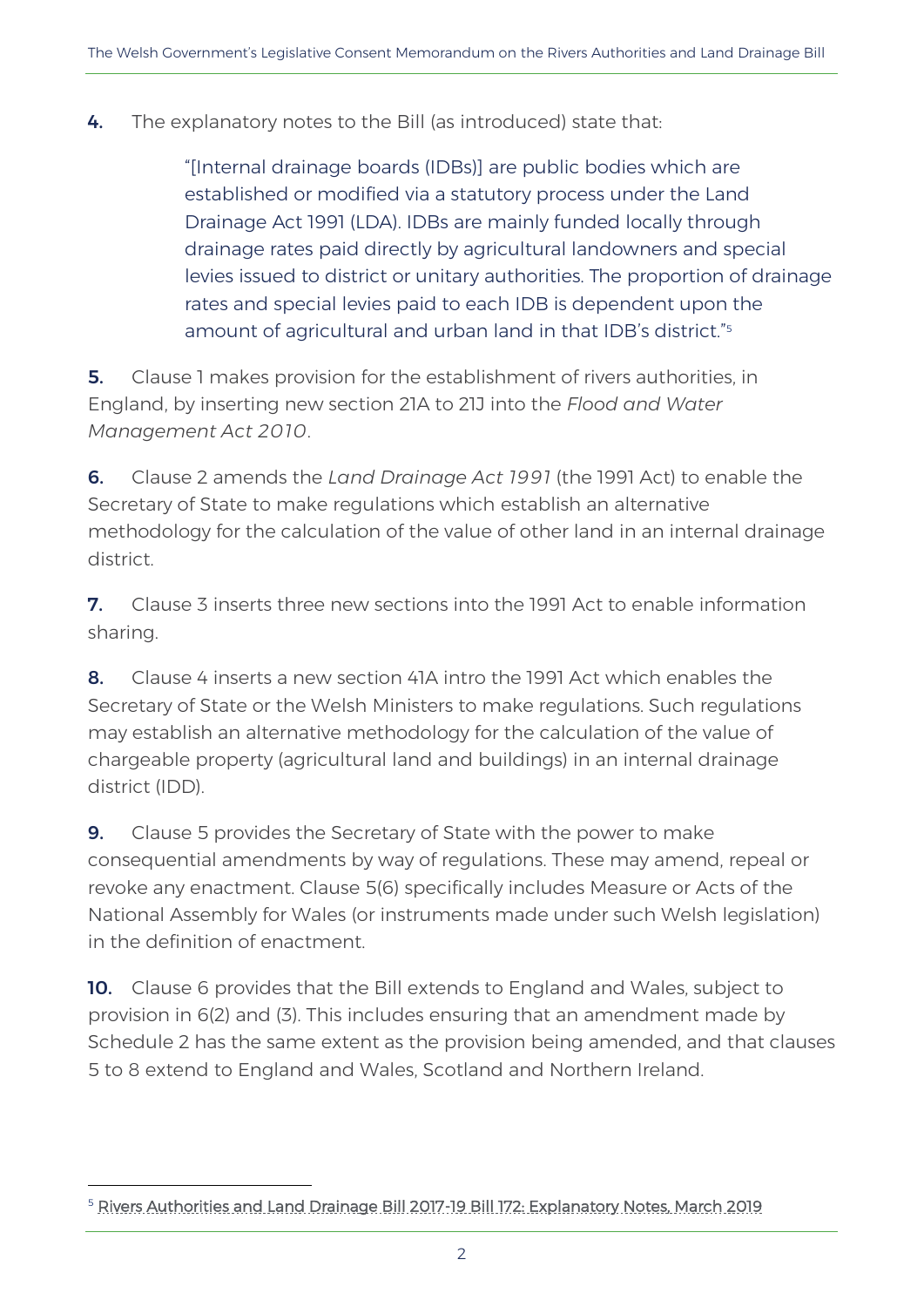**4.** The explanatory notes to the Bill (as introduced) state that:

> "[Internal drainage boards (IDBs)] are public bodies which are established or modified via a statutory process under the Land Drainage Act 1991 (LDA). IDBs are mainly funded locally through drainage rates paid directly by agricultural landowners and special levies issued to district or unitary authorities. The proportion of drainage rates and special levies paid to each IDB is dependent upon the amount of agricultural and urban land in that IDB's district."[5]

**5.** Clause 1 makes provision for the establishment of rivers authorities, in England, by inserting new section 21A to 21J into the *Flood and Water Management Act 2010*.

**6.** Clause 2 amends the *Land Drainage Act 1991* (the 1991 Act) to enable the Secretary of State to make regulations which establish an alternative methodology for the calculation of the value of other land in an internal drainage district.

**7.** Clause 3 inserts three new sections into the 1991 Act to enable information sharing.

**8.** Clause 4 inserts a new section 41A intro the 1991 Act which enables the Secretary of State or the Welsh Ministers to make regulations. Such regulations may establish an alternative methodology for the calculation of the value of chargeable property (agricultural land and buildings) in an internal drainage district (IDD).

**9.** Clause 5 provides the Secretary of State with the power to make consequential amendments by way of regulations. These may amend, repeal or revoke any enactment. Clause 5(6) specifically includes Measure or Acts of the National Assembly for Wales (or instruments made under such Welsh legislation) in the definition of enactment.

**10.** Clause 6 provides that the Bill extends to England and Wales, subject to provision in 6(2) and (3). This includes ensuring that an amendment made by Schedule 2 has the same extent as the provision being amended, and that clauses 5 to 8 extend to England and Wales, Scotland and Northern Ireland.

---

[5] Rivers Authorities and Land Drainage Bill 2017-19 Bill 172: Explanatory Notes, March 2019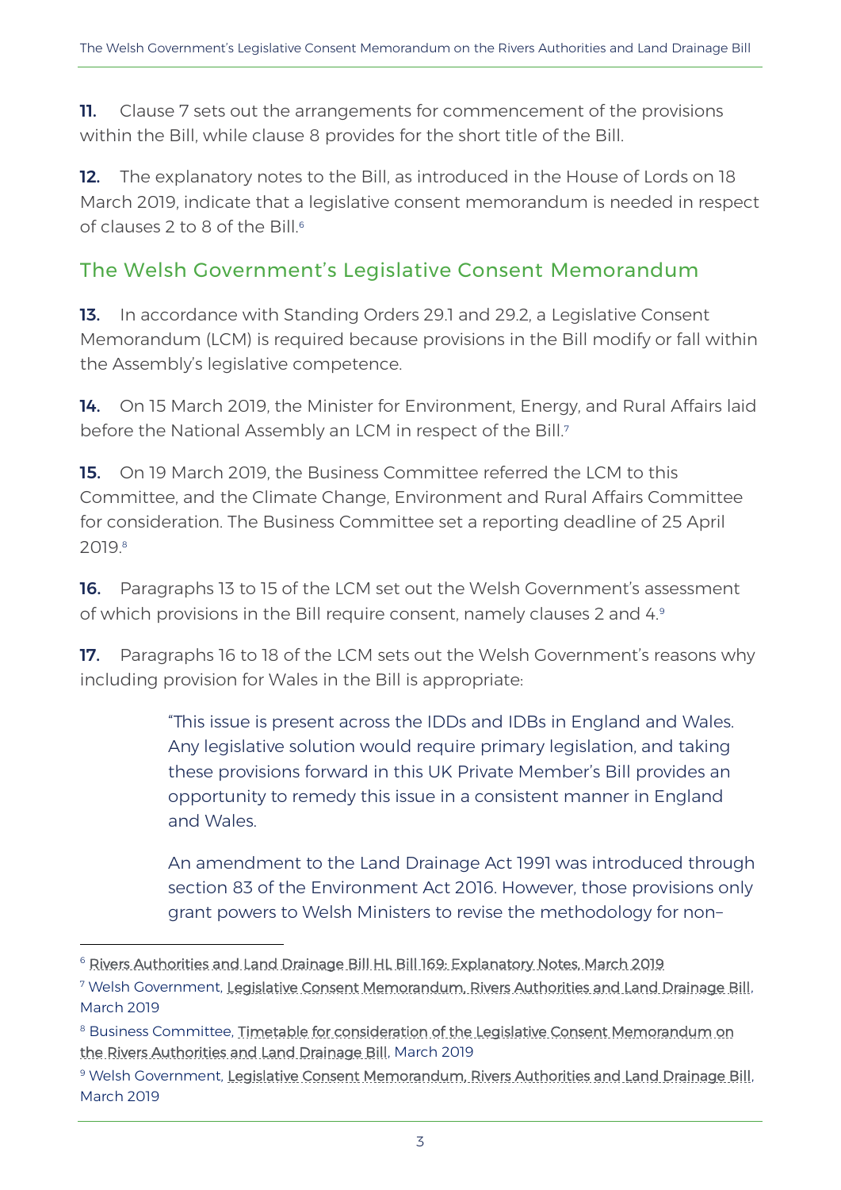**11.** Clause 7 sets out the arrangements for commencement of the provisions within the Bill, while clause 8 provides for the short title of the Bill.

**12.** The explanatory notes to the Bill, as introduced in the House of Lords on 18 March 2019, indicate that a legislative consent memorandum is needed in respect of clauses 2 to 8 of the Bill.[6]

## The Welsh Government's Legislative Consent Memorandum

**13.** In accordance with Standing Orders 29.1 and 29.2, a Legislative Consent Memorandum (LCM) is required because provisions in the Bill modify or fall within the Assembly's legislative competence.

**14.** On 15 March 2019, the Minister for Environment, Energy, and Rural Affairs laid before the National Assembly an LCM in respect of the Bill.[7]

**15.** On 19 March 2019, the Business Committee referred the LCM to this Committee, and the Climate Change, Environment and Rural Affairs Committee for consideration. The Business Committee set a reporting deadline of 25 April 2019.[8]

**16.** Paragraphs 13 to 15 of the LCM set out the Welsh Government's assessment of which provisions in the Bill require consent, namely clauses 2 and 4.[9]

**17.** Paragraphs 16 to 18 of the LCM sets out the Welsh Government's reasons why including provision for Wales in the Bill is appropriate:

> "This issue is present across the IDDs and IDBs in England and Wales. Any legislative solution would require primary legislation, and taking these provisions forward in this UK Private Member's Bill provides an opportunity to remedy this issue in a consistent manner in England and Wales.
>
> An amendment to the Land Drainage Act 1991 was introduced through section 83 of the Environment Act 2016. However, those provisions only grant powers to Welsh Ministers to revise the methodology for non–

---

[6] Rivers Authorities and Land Drainage Bill HL Bill 169: Explanatory Notes, March 2019

[7] Welsh Government, Legislative Consent Memorandum, Rivers Authorities and Land Drainage Bill, March 2019

[8] Business Committee, Timetable for consideration of the Legislative Consent Memorandum on the Rivers Authorities and Land Drainage Bill, March 2019

[9] Welsh Government, Legislative Consent Memorandum, Rivers Authorities and Land Drainage Bill, March 2019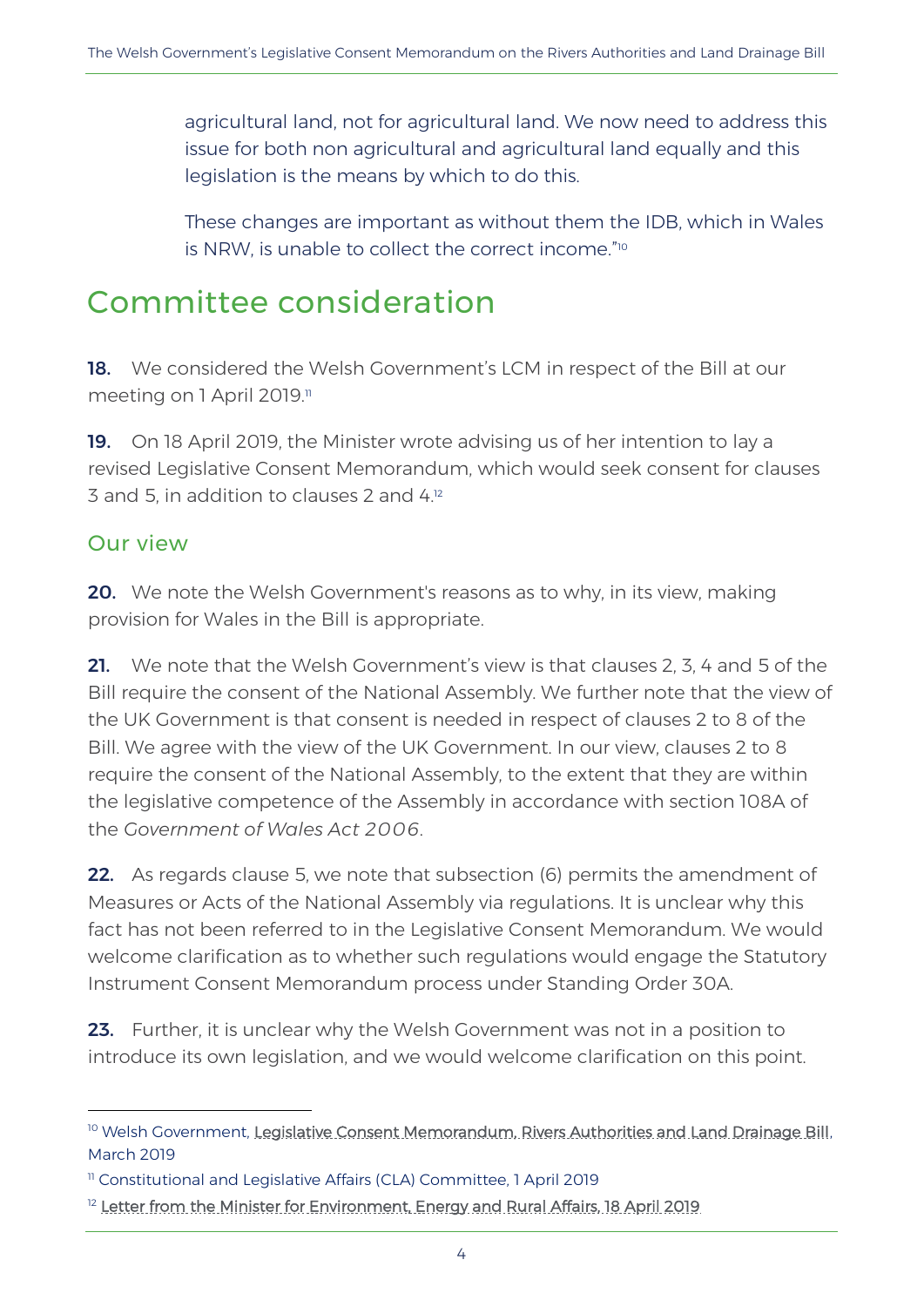agricultural land, not for agricultural land. We now need to address this issue for both non agricultural and agricultural land equally and this legislation is the means by which to do this.

These changes are important as without them the IDB, which in Wales is NRW, is unable to collect the correct income."[10]

# Committee consideration

**18.** We considered the Welsh Government's LCM in respect of the Bill at our meeting on 1 April 2019.[11]

**19.** On 18 April 2019, the Minister wrote advising us of her intention to lay a revised Legislative Consent Memorandum, which would seek consent for clauses 3 and 5, in addition to clauses 2 and 4.[12]

## Our view

**20.** We note the Welsh Government's reasons as to why, in its view, making provision for Wales in the Bill is appropriate.

**21.** We note that the Welsh Government's view is that clauses 2, 3, 4 and 5 of the Bill require the consent of the National Assembly. We further note that the view of the UK Government is that consent is needed in respect of clauses 2 to 8 of the Bill. We agree with the view of the UK Government. In our view, clauses 2 to 8 require the consent of the National Assembly, to the extent that they are within the legislative competence of the Assembly in accordance with section 108A of the *Government of Wales Act 2006*.

**22.** As regards clause 5, we note that subsection (6) permits the amendment of Measures or Acts of the National Assembly via regulations. It is unclear why this fact has not been referred to in the Legislative Consent Memorandum. We would welcome clarification as to whether such regulations would engage the Statutory Instrument Consent Memorandum process under Standing Order 30A.

**23.** Further, it is unclear why the Welsh Government was not in a position to introduce its own legislation, and we would welcome clarification on this point.

---

[10] Welsh Government, Legislative Consent Memorandum, Rivers Authorities and Land Drainage Bill, March 2019

[11] Constitutional and Legislative Affairs (CLA) Committee, 1 April 2019

[12] Letter from the Minister for Environment, Energy and Rural Affairs, 18 April 2019